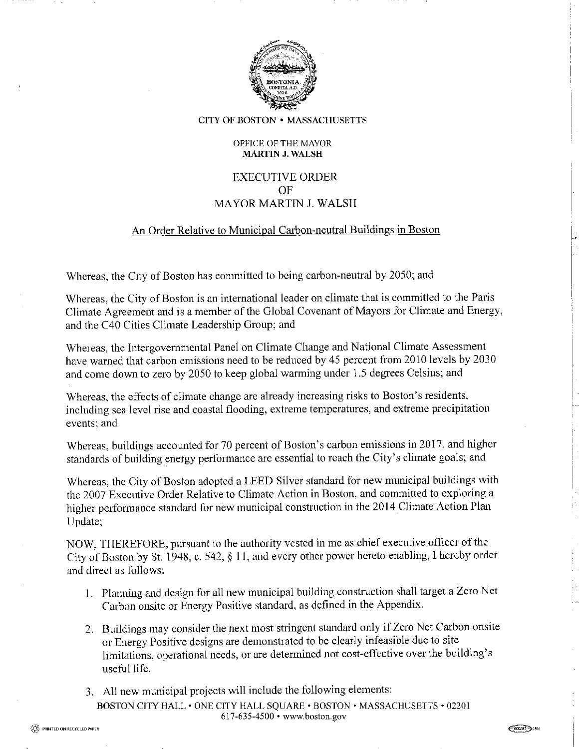CITY OF BOSTON • MASSACHUSETTS

OFFICE OF THE MAYOR
**MARTIN J. WALSH**

# EXECUTIVE ORDER OF MAYOR MARTIN J. WALSH

## An Order Relative to Municipal Carbon-neutral Buildings in Boston

Whereas, the City of Boston has committed to being carbon-neutral by 2050; and

Whereas, the City of Boston is an international leader on climate that is committed to the Paris Climate Agreement and is a member of the Global Covenant of Mayors for Climate and Energy, and the C40 Cities Climate Leadership Group; and

Whereas, the Intergovernmental Panel on Climate Change and National Climate Assessment have warned that carbon emissions need to be reduced by 45 percent from 2010 levels by 2030 and come down to zero by 2050 to keep global warming under 1.5 degrees Celsius; and

Whereas, the effects of climate change are already increasing risks to Boston's residents, including sea level rise and coastal flooding, extreme temperatures, and extreme precipitation events; and

Whereas, buildings accounted for 70 percent of Boston's carbon emissions in 2017, and higher standards of building energy performance are essential to reach the City's climate goals; and

Whereas, the City of Boston adopted a LEED Silver standard for new municipal buildings with the 2007 Executive Order Relative to Climate Action in Boston, and committed to exploring a higher performance standard for new municipal construction in the 2014 Climate Action Plan Update;

NOW, THEREFORE, pursuant to the authority vested in me as chief executive officer of the City of Boston by St. 1948, c. 542, § 11, and every other power hereto enabling, I hereby order and direct as follows:

1. Planning and design for all new municipal building construction shall target a Zero Net Carbon onsite or Energy Positive standard, as defined in the Appendix.
2. Buildings may consider the next most stringent standard only if Zero Net Carbon onsite or Energy Positive designs are demonstrated to be clearly infeasible due to site limitations, operational needs, or are determined not cost-effective over the building's useful life.
3. All new municipal projects will include the following elements: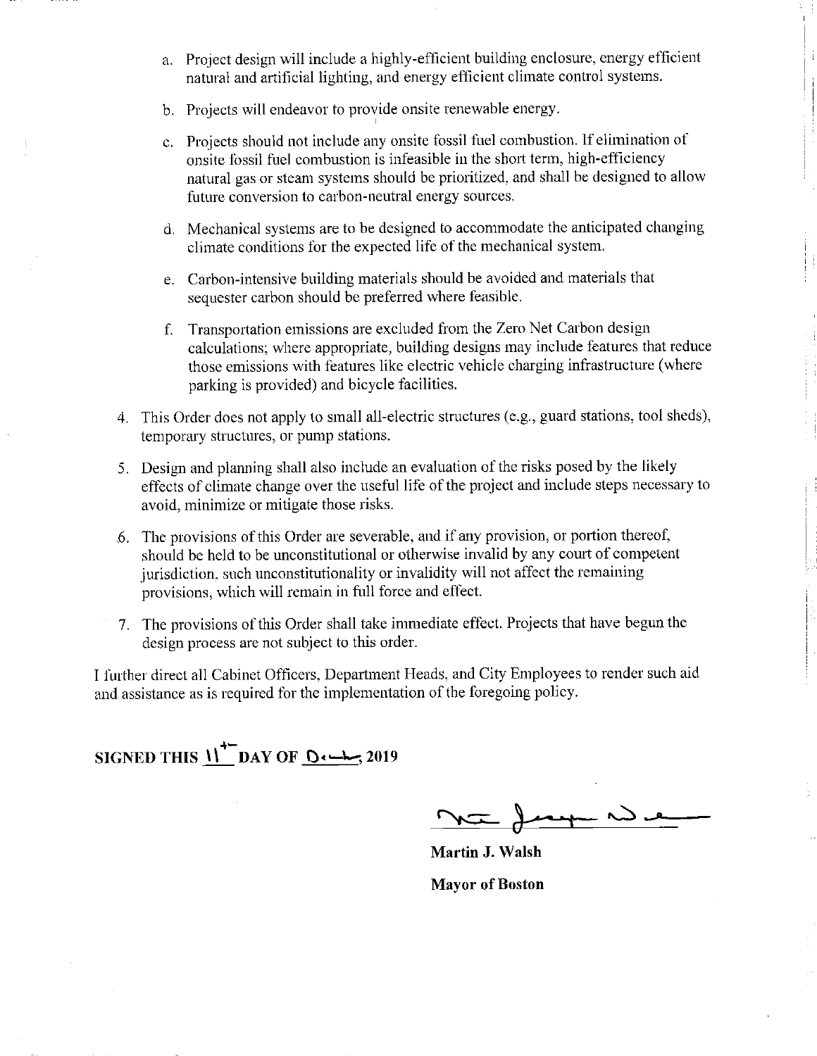a. Project design will include a highly-efficient building enclosure, energy efficient natural and artificial lighting, and energy efficient climate control systems.

b. Projects will endeavor to provide onsite renewable energy.

c. Projects should not include any onsite fossil fuel combustion. If elimination of onsite fossil fuel combustion is infeasible in the short term, high-efficiency natural gas or steam systems should be prioritized, and shall be designed to allow future conversion to carbon-neutral energy sources.

d. Mechanical systems are to be designed to accommodate the anticipated changing climate conditions for the expected life of the mechanical system.

e. Carbon-intensive building materials should be avoided and materials that sequester carbon should be preferred where feasible.

f. Transportation emissions are excluded from the Zero Net Carbon design calculations; where appropriate, building designs may include features that reduce those emissions with features like electric vehicle charging infrastructure (where parking is provided) and bicycle facilities.

4. This Order does not apply to small all-electric structures (e.g., guard stations, tool sheds), temporary structures, or pump stations.

5. Design and planning shall also include an evaluation of the risks posed by the likely effects of climate change over the useful life of the project and include steps necessary to avoid, minimize or mitigate those risks.

6. The provisions of this Order are severable, and if any provision, or portion thereof, should be held to be unconstitutional or otherwise invalid by any court of competent jurisdiction, such unconstitutionality or invalidity will not affect the remaining provisions, which will remain in full force and effect.

7. The provisions of this Order shall take immediate effect. Projects that have begun the design process are not subject to this order.

I further direct all Cabinet Officers, Department Heads, and City Employees to render such aid and assistance as is required for the implementation of the foregoing policy.

**SIGNED THIS 11th DAY OF Dec, 2019**

**Martin J. Walsh**

**Mayor of Boston**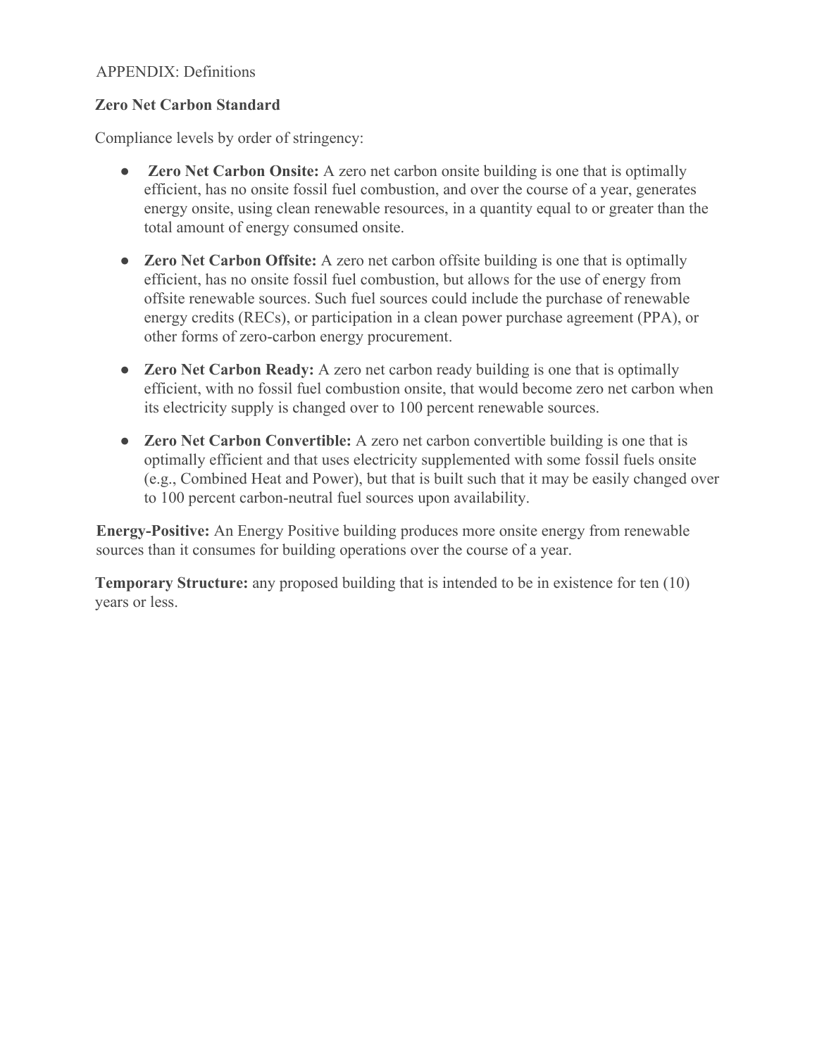APPENDIX: Definitions

**Zero Net Carbon Standard**

Compliance levels by order of stringency:

- **Zero Net Carbon Onsite:** A zero net carbon onsite building is one that is optimally efficient, has no onsite fossil fuel combustion, and over the course of a year, generates energy onsite, using clean renewable resources, in a quantity equal to or greater than the total amount of energy consumed onsite.
- **Zero Net Carbon Offsite:** A zero net carbon offsite building is one that is optimally efficient, has no onsite fossil fuel combustion, but allows for the use of energy from offsite renewable sources. Such fuel sources could include the purchase of renewable energy credits (RECs), or participation in a clean power purchase agreement (PPA), or other forms of zero-carbon energy procurement.
- **Zero Net Carbon Ready:** A zero net carbon ready building is one that is optimally efficient, with no fossil fuel combustion onsite, that would become zero net carbon when its electricity supply is changed over to 100 percent renewable sources.
- **Zero Net Carbon Convertible:** A zero net carbon convertible building is one that is optimally efficient and that uses electricity supplemented with some fossil fuels onsite (e.g., Combined Heat and Power), but that is built such that it may be easily changed over to 100 percent carbon-neutral fuel sources upon availability.

**Energy-Positive:** An Energy Positive building produces more onsite energy from renewable sources than it consumes for building operations over the course of a year.

**Temporary Structure:** any proposed building that is intended to be in existence for ten (10) years or less.